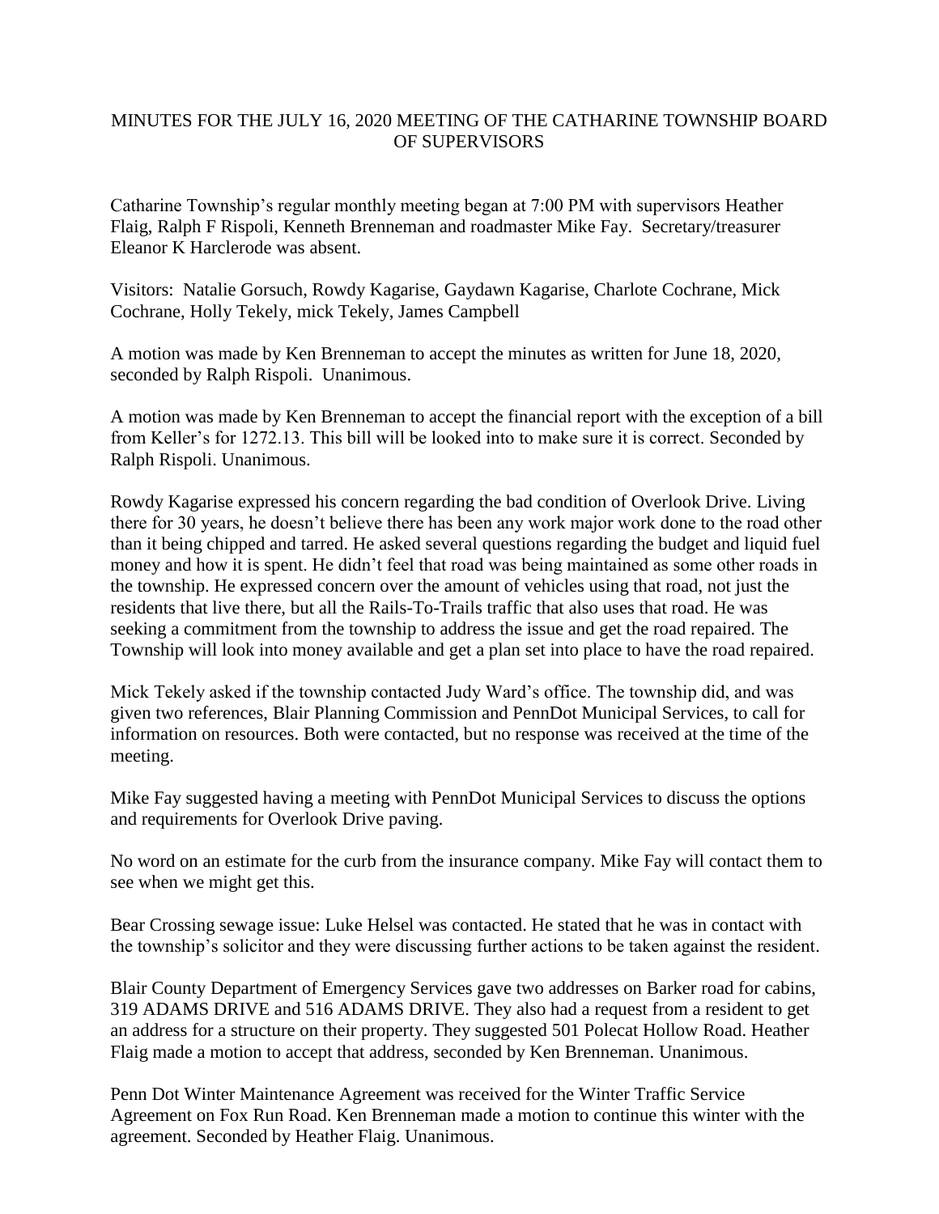# MINUTES FOR THE JULY 16, 2020 MEETING OF THE CATHARINE TOWNSHIP BOARD OF SUPERVISORS

Catharine Township's regular monthly meeting began at 7:00 PM with supervisors Heather Flaig, Ralph F Rispoli, Kenneth Brenneman and roadmaster Mike Fay. Secretary/treasurer Eleanor K Harclerode was absent.

Visitors: Natalie Gorsuch, Rowdy Kagarise, Gaydawn Kagarise, Charlote Cochrane, Mick Cochrane, Holly Tekely, mick Tekely, James Campbell

A motion was made by Ken Brenneman to accept the minutes as written for June 18, 2020, seconded by Ralph Rispoli. Unanimous.

A motion was made by Ken Brenneman to accept the financial report with the exception of a bill from Keller's for 1272.13. This bill will be looked into to make sure it is correct. Seconded by Ralph Rispoli. Unanimous.

Rowdy Kagarise expressed his concern regarding the bad condition of Overlook Drive. Living there for 30 years, he doesn't believe there has been any work major work done to the road other than it being chipped and tarred. He asked several questions regarding the budget and liquid fuel money and how it is spent. He didn't feel that road was being maintained as some other roads in the township. He expressed concern over the amount of vehicles using that road, not just the residents that live there, but all the Rails-To-Trails traffic that also uses that road. He was seeking a commitment from the township to address the issue and get the road repaired. The Township will look into money available and get a plan set into place to have the road repaired.

Mick Tekely asked if the township contacted Judy Ward's office. The township did, and was given two references, Blair Planning Commission and PennDot Municipal Services, to call for information on resources. Both were contacted, but no response was received at the time of the meeting.

Mike Fay suggested having a meeting with PennDot Municipal Services to discuss the options and requirements for Overlook Drive paving.

No word on an estimate for the curb from the insurance company. Mike Fay will contact them to see when we might get this.

Bear Crossing sewage issue: Luke Helsel was contacted. He stated that he was in contact with the township's solicitor and they were discussing further actions to be taken against the resident.

Blair County Department of Emergency Services gave two addresses on Barker road for cabins, 319 ADAMS DRIVE and 516 ADAMS DRIVE. They also had a request from a resident to get an address for a structure on their property. They suggested 501 Polecat Hollow Road. Heather Flaig made a motion to accept that address, seconded by Ken Brenneman. Unanimous.

Penn Dot Winter Maintenance Agreement was received for the Winter Traffic Service Agreement on Fox Run Road. Ken Brenneman made a motion to continue this winter with the agreement. Seconded by Heather Flaig. Unanimous.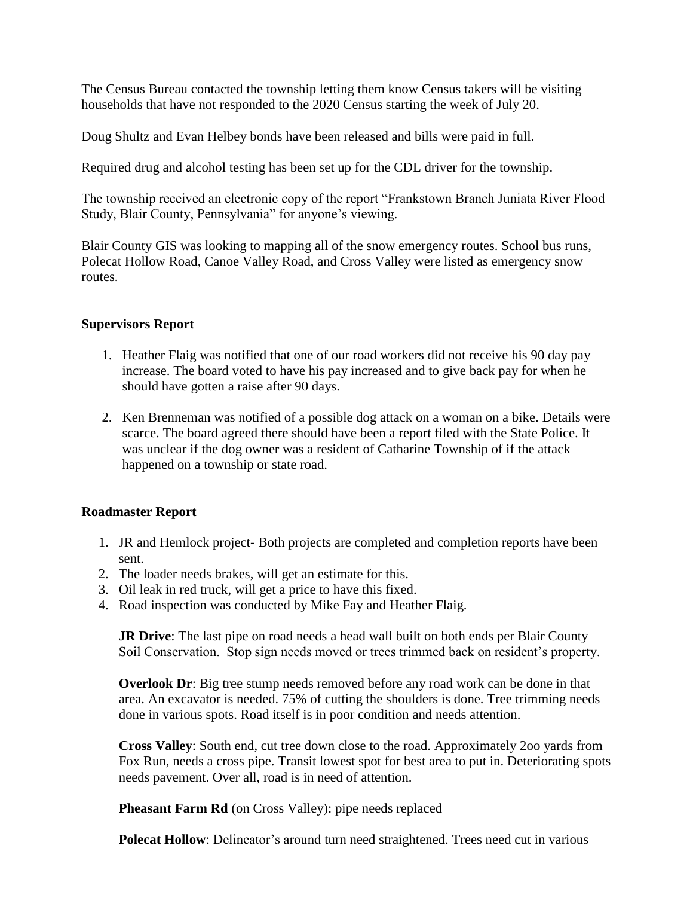The Census Bureau contacted the township letting them know Census takers will be visiting households that have not responded to the 2020 Census starting the week of July 20.

Doug Shultz and Evan Helbey bonds have been released and bills were paid in full.

Required drug and alcohol testing has been set up for the CDL driver for the township.

The township received an electronic copy of the report "Frankstown Branch Juniata River Flood Study, Blair County, Pennsylvania" for anyone's viewing.

Blair County GIS was looking to mapping all of the snow emergency routes. School bus runs, Polecat Hollow Road, Canoe Valley Road, and Cross Valley were listed as emergency snow routes.

**Supervisors Report**

1. Heather Flaig was notified that one of our road workers did not receive his 90 day pay increase. The board voted to have his pay increased and to give back pay for when he should have gotten a raise after 90 days.
2. Ken Brenneman was notified of a possible dog attack on a woman on a bike. Details were scarce. The board agreed there should have been a report filed with the State Police. It was unclear if the dog owner was a resident of Catharine Township of if the attack happened on a township or state road.

**Roadmaster Report**

1. JR and Hemlock project- Both projects are completed and completion reports have been sent.
2. The loader needs brakes, will get an estimate for this.
3. Oil leak in red truck, will get a price to have this fixed.
4. Road inspection was conducted by Mike Fay and Heather Flaig.

   **JR Drive**: The last pipe on road needs a head wall built on both ends per Blair County Soil Conservation. Stop sign needs moved or trees trimmed back on resident's property.

   **Overlook Dr**: Big tree stump needs removed before any road work can be done in that area. An excavator is needed. 75% of cutting the shoulders is done. Tree trimming needs done in various spots. Road itself is in poor condition and needs attention.

   **Cross Valley**: South end, cut tree down close to the road. Approximately 2oo yards from Fox Run, needs a cross pipe. Transit lowest spot for best area to put in. Deteriorating spots needs pavement. Over all, road is in need of attention.

   **Pheasant Farm Rd** (on Cross Valley): pipe needs replaced

   **Polecat Hollow**: Delineator's around turn need straightened. Trees need cut in various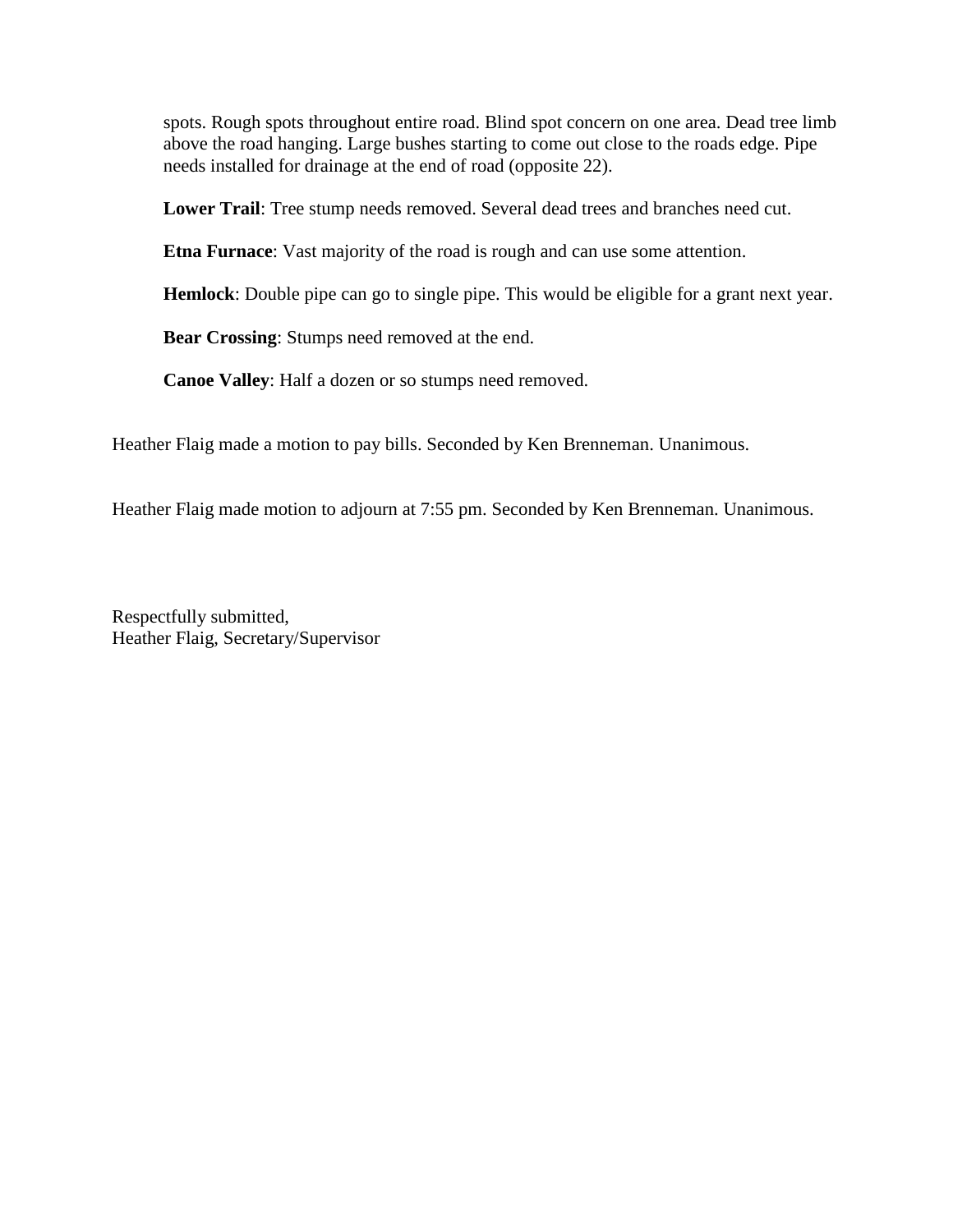spots. Rough spots throughout entire road. Blind spot concern on one area. Dead tree limb above the road hanging. Large bushes starting to come out close to the roads edge. Pipe needs installed for drainage at the end of road (opposite 22).

**Lower Trail**: Tree stump needs removed. Several dead trees and branches need cut.

**Etna Furnace**: Vast majority of the road is rough and can use some attention.

**Hemlock**: Double pipe can go to single pipe. This would be eligible for a grant next year.

**Bear Crossing**: Stumps need removed at the end.

**Canoe Valley**: Half a dozen or so stumps need removed.

Heather Flaig made a motion to pay bills. Seconded by Ken Brenneman. Unanimous.

Heather Flaig made motion to adjourn at 7:55 pm. Seconded by Ken Brenneman. Unanimous.

Respectfully submitted,
Heather Flaig, Secretary/Supervisor